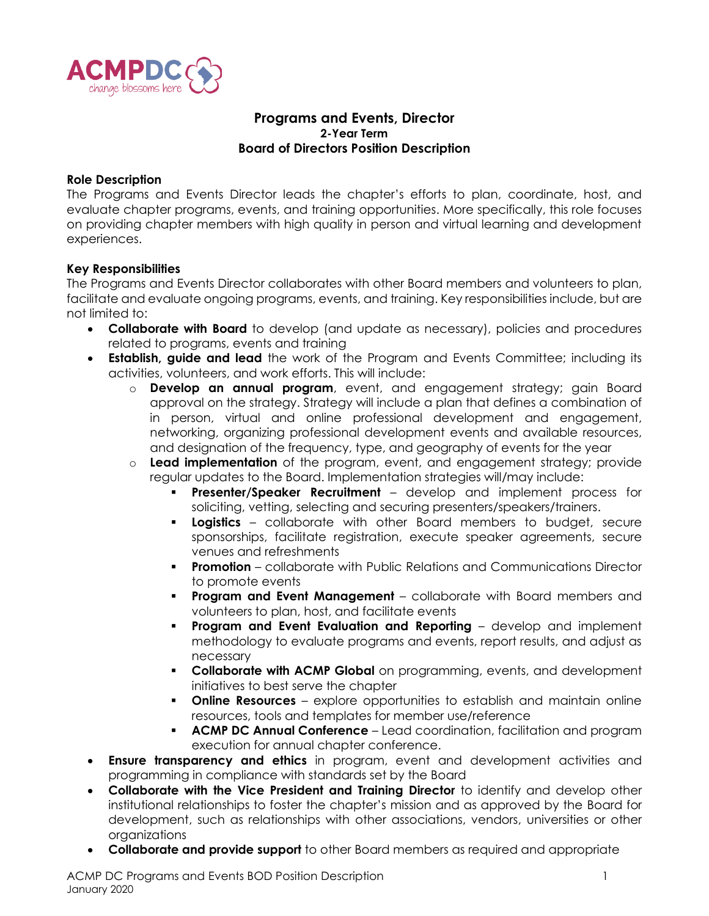# Programs and Events, Director

**2-Year Term**

**Board of Directors Position Description**

**Role Description**

The Programs and Events Director leads the chapter's efforts to plan, coordinate, host, and evaluate chapter programs, events, and training opportunities. More specifically, this role focuses on providing chapter members with high quality in person and virtual learning and development experiences.

**Key Responsibilities**

The Programs and Events Director collaborates with other Board members and volunteers to plan, facilitate and evaluate ongoing programs, events, and training. Key responsibilities include, but are not limited to:

- **Collaborate with Board** to develop (and update as necessary), policies and procedures related to programs, events and training
- **Establish, guide and lead** the work of the Program and Events Committee; including its activities, volunteers, and work efforts. This will include:
  - **Develop an annual program**, event, and engagement strategy; gain Board approval on the strategy. Strategy will include a plan that defines a combination of in person, virtual and online professional development and engagement, networking, organizing professional development events and available resources, and designation of the frequency, type, and geography of events for the year
  - **Lead implementation** of the program, event, and engagement strategy; provide regular updates to the Board. Implementation strategies will/may include:
    - **Presenter/Speaker Recruitment** – develop and implement process for soliciting, vetting, selecting and securing presenters/speakers/trainers.
    - **Logistics** – collaborate with other Board members to budget, secure sponsorships, facilitate registration, execute speaker agreements, secure venues and refreshments
    - **Promotion** – collaborate with Public Relations and Communications Director to promote events
    - **Program and Event Management** – collaborate with Board members and volunteers to plan, host, and facilitate events
    - **Program and Event Evaluation and Reporting** – develop and implement methodology to evaluate programs and events, report results, and adjust as necessary
    - **Collaborate with ACMP Global** on programming, events, and development initiatives to best serve the chapter
    - **Online Resources** – explore opportunities to establish and maintain online resources, tools and templates for member use/reference
    - **ACMP DC Annual Conference** – Lead coordination, facilitation and program execution for annual chapter conference.
- **Ensure transparency and ethics** in program, event and development activities and programming in compliance with standards set by the Board
- **Collaborate with the Vice President and Training Director** to identify and develop other institutional relationships to foster the chapter's mission and as approved by the Board for development, such as relationships with other associations, vendors, universities or other organizations
- **Collaborate and provide support** to other Board members as required and appropriate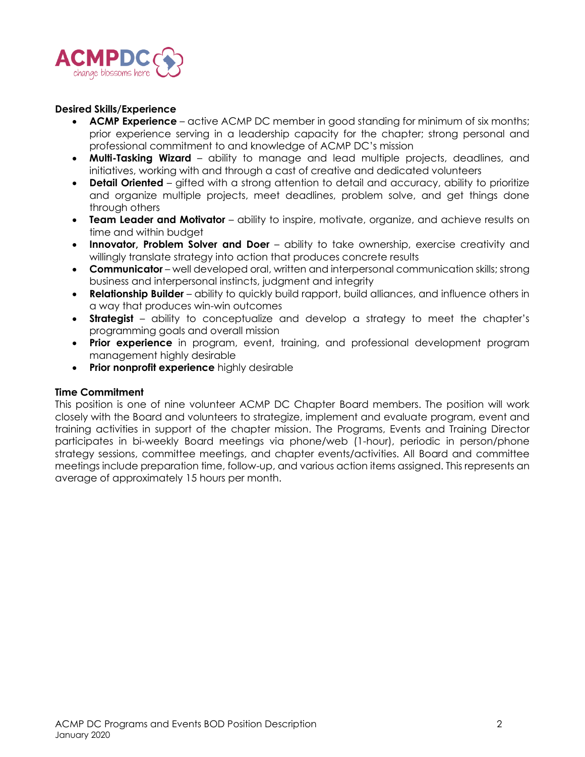**Desired Skills/Experience**

- **ACMP Experience** – active ACMP DC member in good standing for minimum of six months; prior experience serving in a leadership capacity for the chapter; strong personal and professional commitment to and knowledge of ACMP DC's mission
- **Multi-Tasking Wizard** – ability to manage and lead multiple projects, deadlines, and initiatives, working with and through a cast of creative and dedicated volunteers
- **Detail Oriented** – gifted with a strong attention to detail and accuracy, ability to prioritize and organize multiple projects, meet deadlines, problem solve, and get things done through others
- **Team Leader and Motivator** – ability to inspire, motivate, organize, and achieve results on time and within budget
- **Innovator, Problem Solver and Doer** – ability to take ownership, exercise creativity and willingly translate strategy into action that produces concrete results
- **Communicator** – well developed oral, written and interpersonal communication skills; strong business and interpersonal instincts, judgment and integrity
- **Relationship Builder** – ability to quickly build rapport, build alliances, and influence others in a way that produces win-win outcomes
- **Strategist** – ability to conceptualize and develop a strategy to meet the chapter's programming goals and overall mission
- **Prior experience** in program, event, training, and professional development program management highly desirable
- **Prior nonprofit experience** highly desirable

**Time Commitment**

This position is one of nine volunteer ACMP DC Chapter Board members. The position will work closely with the Board and volunteers to strategize, implement and evaluate program, event and training activities in support of the chapter mission. The Programs, Events and Training Director participates in bi-weekly Board meetings via phone/web (1-hour), periodic in person/phone strategy sessions, committee meetings, and chapter events/activities. All Board and committee meetings include preparation time, follow-up, and various action items assigned. This represents an average of approximately 15 hours per month.